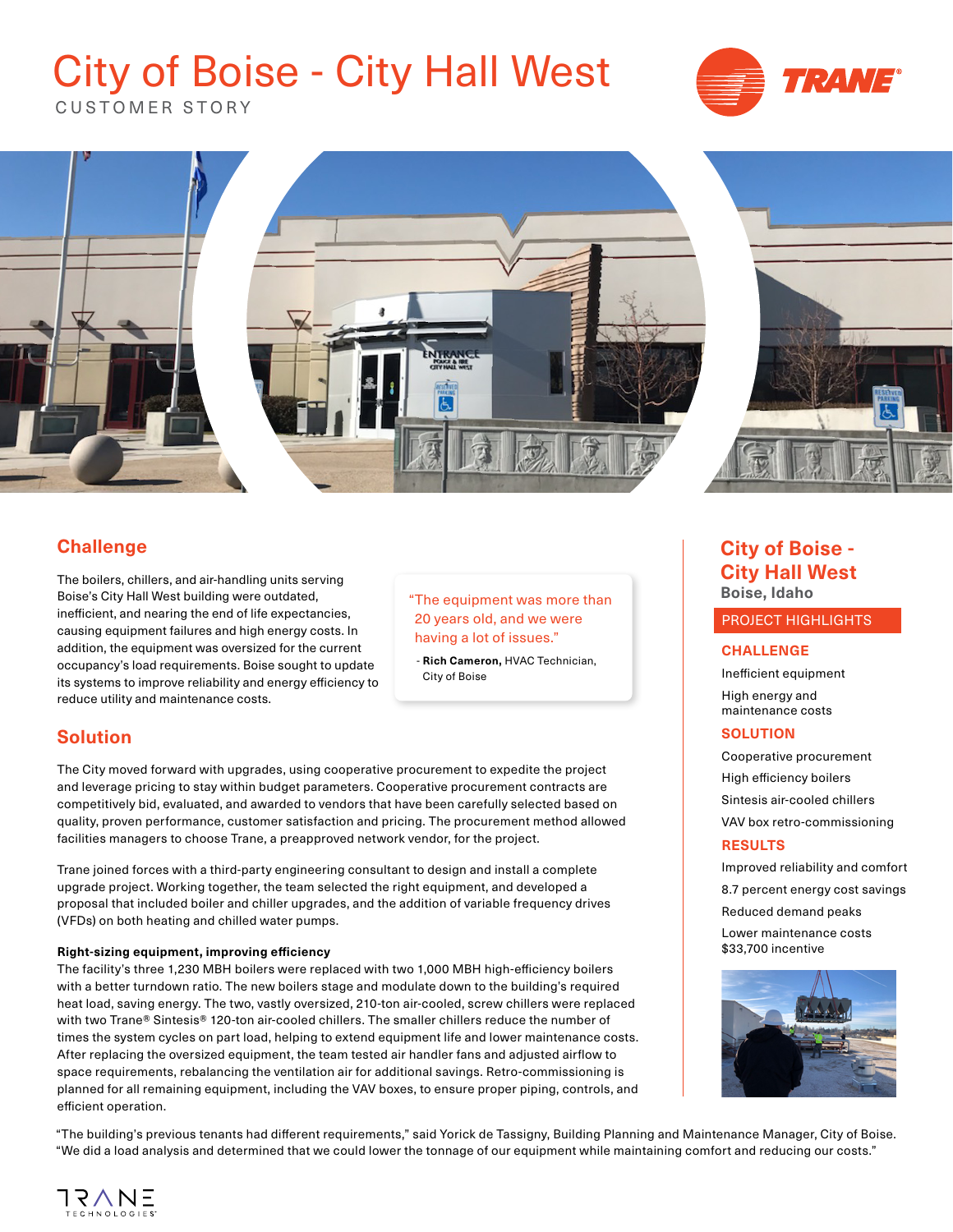# City of Boise - City Hall West

CUSTOMER STORY

## Challenge

The boilers, chillers, and air-handling units serving Boise's City Hall West building were outdated, inefficient, and nearing the end of life expectancies, causing equipment failures and high energy costs. In addition, the equipment was oversized for the current occupancy's load requirements. Boise sought to update its systems to improve reliability and energy efficiency to reduce utility and maintenance costs.

> "The equipment was more than 20 years old, and we were having a lot of issues."
>
> \- **Rich Cameron,** HVAC Technician, City of Boise

## Solution

The City moved forward with upgrades, using cooperative procurement to expedite the project and leverage pricing to stay within budget parameters. Cooperative procurement contracts are competitively bid, evaluated, and awarded to vendors that have been carefully selected based on quality, proven performance, customer satisfaction and pricing. The procurement method allowed facilities managers to choose Trane, a preapproved network vendor, for the project.

Trane joined forces with a third-party engineering consultant to design and install a complete upgrade project. Working together, the team selected the right equipment, and developed a proposal that included boiler and chiller upgrades, and the addition of variable frequency drives (VFDs) on both heating and chilled water pumps.

**Right-sizing equipment, improving efficiency**

The facility's three 1,230 MBH boilers were replaced with two 1,000 MBH high-efficiency boilers with a better turndown ratio. The new boilers stage and modulate down to the building's required heat load, saving energy. The two, vastly oversized, 210-ton air-cooled, screw chillers were replaced with two Trane® Sintesis® 120-ton air-cooled chillers. The smaller chillers reduce the number of times the system cycles on part load, helping to extend equipment life and lower maintenance costs. After replacing the oversized equipment, the team tested air handler fans and adjusted airflow to space requirements, rebalancing the ventilation air for additional savings. Retro-commissioning is planned for all remaining equipment, including the VAV boxes, to ensure proper piping, controls, and efficient operation.

"The building's previous tenants had different requirements," said Yorick de Tassigny, Building Planning and Maintenance Manager, City of Boise. "We did a load analysis and determined that we could lower the tonnage of our equipment while maintaining comfort and reducing our costs."

## City of Boise - City Hall West

**Boise, Idaho**

### PROJECT HIGHLIGHTS

**CHALLENGE**

- Inefficient equipment
- High energy and maintenance costs

**SOLUTION**

- Cooperative procurement
- High efficiency boilers
- Sintesis air-cooled chillers
- VAV box retro-commissioning

**RESULTS**

- Improved reliability and comfort
- 8.7 percent energy cost savings
- Reduced demand peaks
- Lower maintenance costs
- $33,700 incentive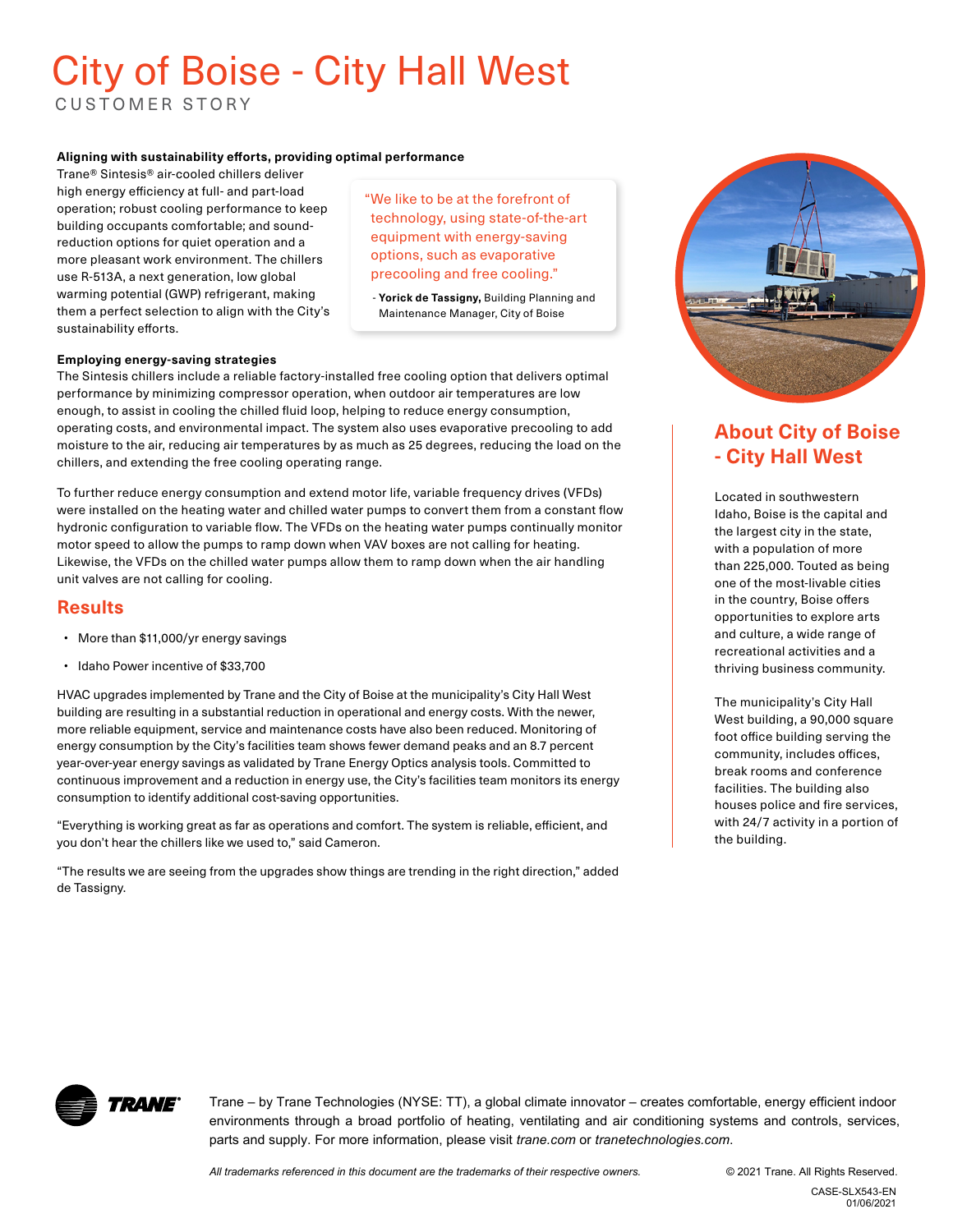# City of Boise - City Hall West

CUSTOMER STORY

**Aligning with sustainability efforts, providing optimal performance**

Trane® Sintesis® air-cooled chillers deliver high energy efficiency at full- and part-load operation; robust cooling performance to keep building occupants comfortable; and sound-reduction options for quiet operation and a more pleasant work environment. The chillers use R-513A, a next generation, low global warming potential (GWP) refrigerant, making them a perfect selection to align with the City's sustainability efforts.

> "We like to be at the forefront of technology, using state-of-the-art equipment with energy-saving options, such as evaporative precooling and free cooling."
>
> \- **Yorick de Tassigny,** Building Planning and Maintenance Manager, City of Boise

**Employing energy-saving strategies**

The Sintesis chillers include a reliable factory-installed free cooling option that delivers optimal performance by minimizing compressor operation, when outdoor air temperatures are low enough, to assist in cooling the chilled fluid loop, helping to reduce energy consumption, operating costs, and environmental impact. The system also uses evaporative precooling to add moisture to the air, reducing air temperatures by as much as 25 degrees, reducing the load on the chillers, and extending the free cooling operating range.

To further reduce energy consumption and extend motor life, variable frequency drives (VFDs) were installed on the heating water and chilled water pumps to convert them from a constant flow hydronic configuration to variable flow. The VFDs on the heating water pumps continually monitor motor speed to allow the pumps to ramp down when VAV boxes are not calling for heating. Likewise, the VFDs on the chilled water pumps allow them to ramp down when the air handling unit valves are not calling for cooling.

## Results

- More than $11,000/yr energy savings
- Idaho Power incentive of $33,700

HVAC upgrades implemented by Trane and the City of Boise at the municipality's City Hall West building are resulting in a substantial reduction in operational and energy costs. With the newer, more reliable equipment, service and maintenance costs have also been reduced. Monitoring of energy consumption by the City's facilities team shows fewer demand peaks and an 8.7 percent year-over-year energy savings as validated by Trane Energy Optics analysis tools. Committed to continuous improvement and a reduction in energy use, the City's facilities team monitors its energy consumption to identify additional cost-saving opportunities.

"Everything is working great as far as operations and comfort. The system is reliable, efficient, and you don't hear the chillers like we used to," said Cameron.

"The results we are seeing from the upgrades show things are trending in the right direction," added de Tassigny.

## About City of Boise - City Hall West

Located in southwestern Idaho, Boise is the capital and the largest city in the state, with a population of more than 225,000. Touted as being one of the most-livable cities in the country, Boise offers opportunities to explore arts and culture, a wide range of recreational activities and a thriving business community.

The municipality's City Hall West building, a 90,000 square foot office building serving the community, includes offices, break rooms and conference facilities. The building also houses police and fire services, with 24/7 activity in a portion of the building.

Trane – by Trane Technologies (NYSE: TT), a global climate innovator – creates comfortable, energy efficient indoor environments through a broad portfolio of heating, ventilating and air conditioning systems and controls, services, parts and supply. For more information, please visit *trane.com* or *tranetechnologies.com*.

*All trademarks referenced in this document are the trademarks of their respective owners.*

© 2021 Trane. All Rights Reserved.

CASE-SLX543-EN
01/06/2021